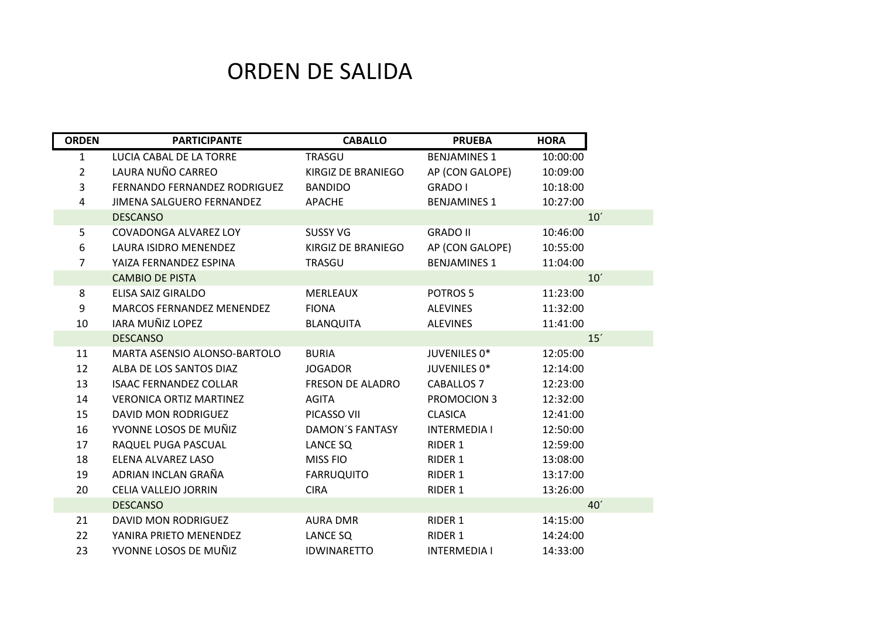# ORDEN DE SALIDA

| ORDEN | PARTICIPANTE | CABALLO | PRUEBA | HORA | |
|---|---|---|---|---|---|
| 1 | LUCIA CABAL DE LA TORRE | TRASGU | BENJAMINES 1 | 10:00:00 | |
| 2 | LAURA NUÑO CARREO | KIRGIZ DE BRANIEGO | AP (CON GALOPE) | 10:09:00 | |
| 3 | FERNANDO FERNANDEZ RODRIGUEZ | BANDIDO | GRADO I | 10:18:00 | |
| 4 | JIMENA SALGUERO FERNANDEZ | APACHE | BENJAMINES 1 | 10:27:00 | |
| | DESCANSO | | | | 10´ |
| 5 | COVADONGA ALVAREZ LOY | SUSSY VG | GRADO II | 10:46:00 | |
| 6 | LAURA ISIDRO MENENDEZ | KIRGIZ DE BRANIEGO | AP (CON GALOPE) | 10:55:00 | |
| 7 | YAIZA FERNANDEZ ESPINA | TRASGU | BENJAMINES 1 | 11:04:00 | |
| | CAMBIO DE PISTA | | | | 10´ |
| 8 | ELISA SAIZ GIRALDO | MERLEAUX | POTROS 5 | 11:23:00 | |
| 9 | MARCOS FERNANDEZ MENENDEZ | FIONA | ALEVINES | 11:32:00 | |
| 10 | IARA MUÑIZ LOPEZ | BLANQUITA | ALEVINES | 11:41:00 | |
| | DESCANSO | | | | 15´ |
| 11 | MARTA ASENSIO ALONSO-BARTOLO | BURIA | JUVENILES 0* | 12:05:00 | |
| 12 | ALBA DE LOS SANTOS DIAZ | JOGADOR | JUVENILES 0* | 12:14:00 | |
| 13 | ISAAC FERNANDEZ COLLAR | FRESON DE ALADRO | CABALLOS 7 | 12:23:00 | |
| 14 | VERONICA ORTIZ MARTINEZ | AGITA | PROMOCION 3 | 12:32:00 | |
| 15 | DAVID MON RODRIGUEZ | PICASSO VII | CLASICA | 12:41:00 | |
| 16 | YVONNE LOSOS DE MUÑIZ | DAMON´S FANTASY | INTERMEDIA I | 12:50:00 | |
| 17 | RAQUEL PUGA PASCUAL | LANCE SQ | RIDER 1 | 12:59:00 | |
| 18 | ELENA ALVAREZ LASO | MISS FIO | RIDER 1 | 13:08:00 | |
| 19 | ADRIAN INCLAN GRAÑA | FARRUQUITO | RIDER 1 | 13:17:00 | |
| 20 | CELIA VALLEJO JORRIN | CIRA | RIDER 1 | 13:26:00 | |
| | DESCANSO | | | | 40´ |
| 21 | DAVID MON RODRIGUEZ | AURA DMR | RIDER 1 | 14:15:00 | |
| 22 | YANIRA PRIETO MENENDEZ | LANCE SQ | RIDER 1 | 14:24:00 | |
| 23 | YVONNE LOSOS DE MUÑIZ | IDWINARETTO | INTERMEDIA I | 14:33:00 | |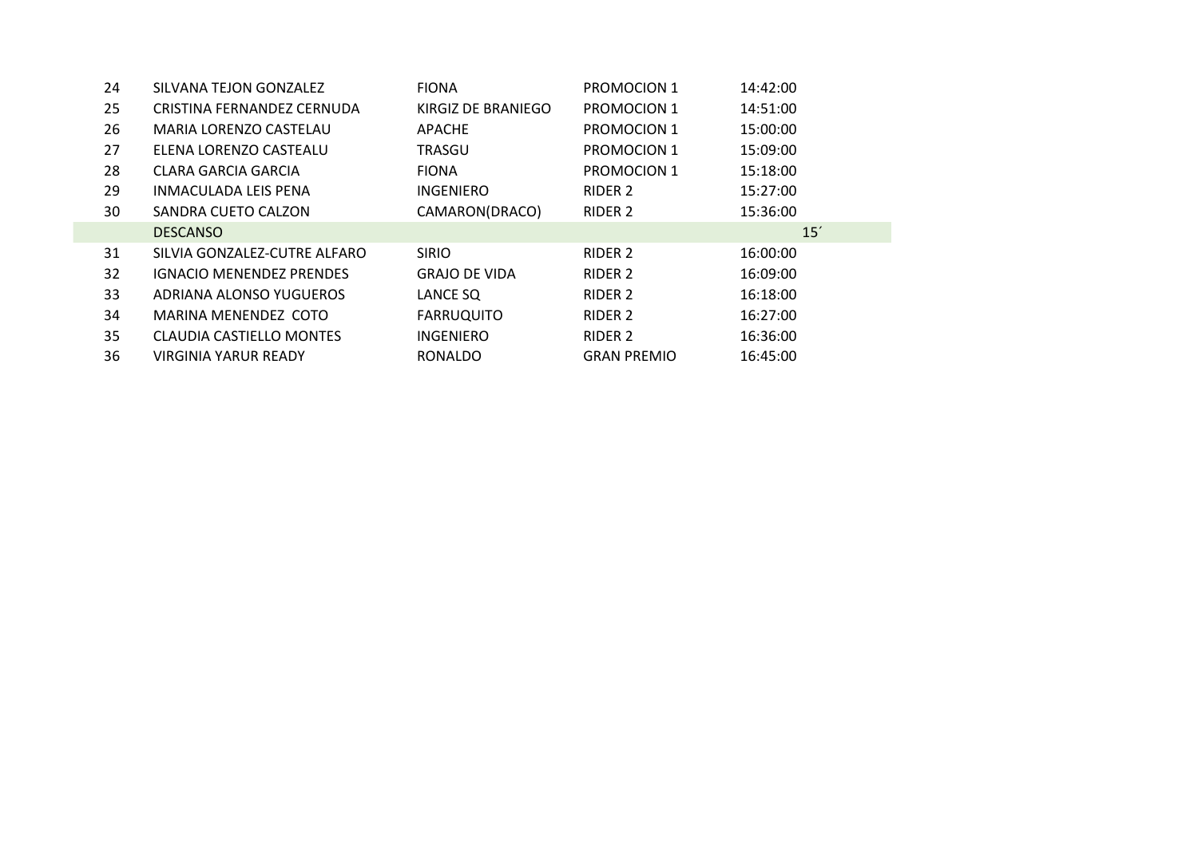| | | | | |
|---|---|---|---|---|
| 24 | SILVANA TEJON GONZALEZ | FIONA | PROMOCION 1 | 14:42:00 |
| 25 | CRISTINA FERNANDEZ CERNUDA | KIRGIZ DE BRANIEGO | PROMOCION 1 | 14:51:00 |
| 26 | MARIA LORENZO CASTELAU | APACHE | PROMOCION 1 | 15:00:00 |
| 27 | ELENA LORENZO CASTEALU | TRASGU | PROMOCION 1 | 15:09:00 |
| 28 | CLARA GARCIA GARCIA | FIONA | PROMOCION 1 | 15:18:00 |
| 29 | INMACULADA LEIS PENA | INGENIERO | RIDER 2 | 15:27:00 |
| 30 | SANDRA CUETO CALZON | CAMARON(DRACO) | RIDER 2 | 15:36:00 |
| | DESCANSO | | | 15´ |
| 31 | SILVIA GONZALEZ-CUTRE ALFARO | SIRIO | RIDER 2 | 16:00:00 |
| 32 | IGNACIO MENENDEZ PRENDES | GRAJO DE VIDA | RIDER 2 | 16:09:00 |
| 33 | ADRIANA ALONSO YUGUEROS | LANCE SQ | RIDER 2 | 16:18:00 |
| 34 | MARINA MENENDEZ COTO | FARRUQUITO | RIDER 2 | 16:27:00 |
| 35 | CLAUDIA CASTIELLO MONTES | INGENIERO | RIDER 2 | 16:36:00 |
| 36 | VIRGINIA YARUR READY | RONALDO | GRAN PREMIO | 16:45:00 |